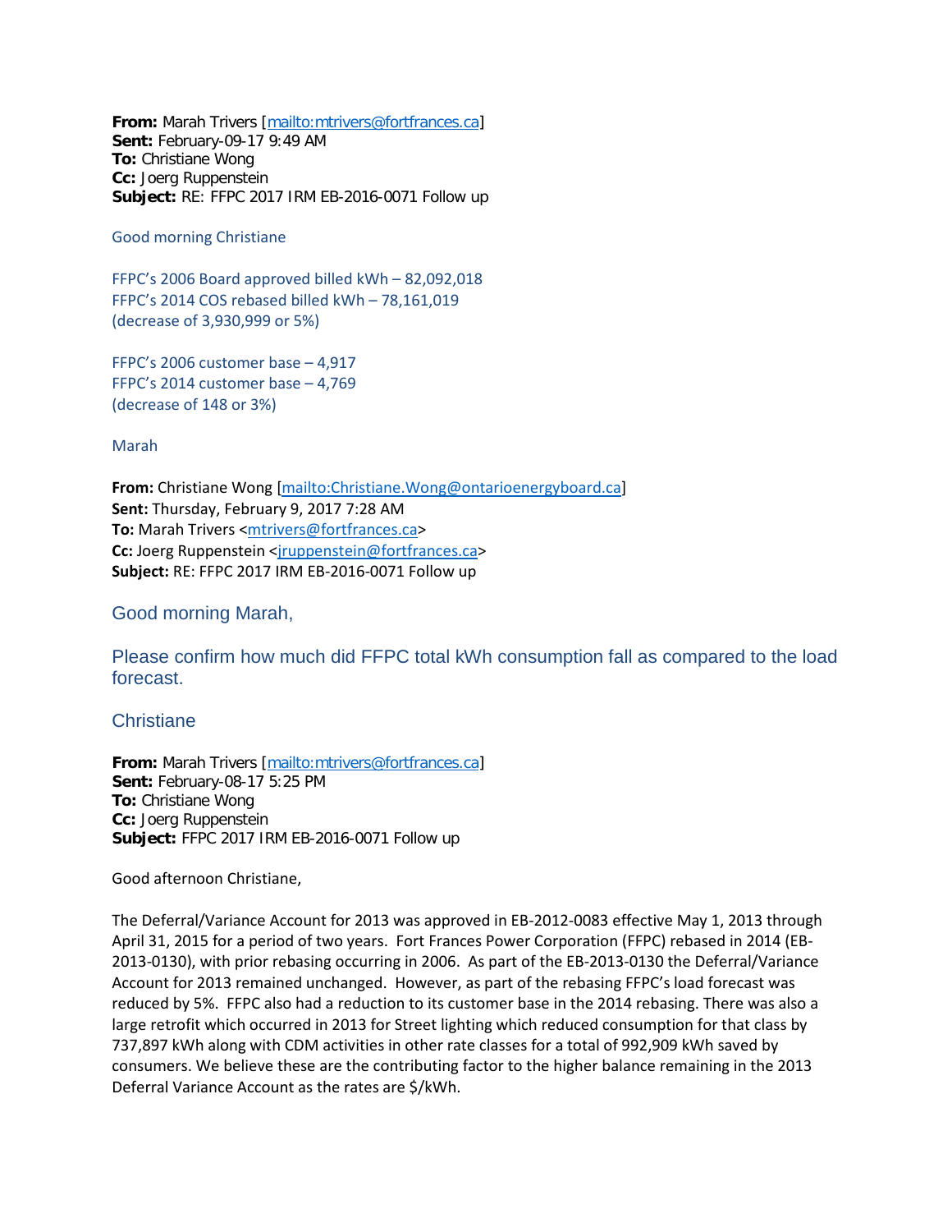**From:** Marah Trivers [mailto:mtrivers@fortfrances.ca]
**Sent:** February-09-17 9:49 AM
**To:** Christiane Wong
**Cc:** Joerg Ruppenstein
**Subject:** RE: FFPC 2017 IRM EB-2016-0071 Follow up

Good morning Christiane

FFPC's 2006 Board approved billed kWh – 82,092,018
FFPC's 2014 COS rebased billed kWh – 78,161,019
(decrease of 3,930,999 or 5%)

FFPC's 2006 customer base – 4,917
FFPC's 2014 customer base – 4,769
(decrease of 148 or 3%)

Marah

**From:** Christiane Wong [mailto:Christiane.Wong@ontarioenergyboard.ca]
**Sent:** Thursday, February 9, 2017 7:28 AM
**To:** Marah Trivers <mtrivers@fortfrances.ca>
**Cc:** Joerg Ruppenstein <jruppenstein@fortfrances.ca>
**Subject:** RE: FFPC 2017 IRM EB-2016-0071 Follow up

Good morning Marah,

Please confirm how much did FFPC total kWh consumption fall as compared to the load forecast.

Christiane

**From:** Marah Trivers [mailto:mtrivers@fortfrances.ca]
**Sent:** February-08-17 5:25 PM
**To:** Christiane Wong
**Cc:** Joerg Ruppenstein
**Subject:** FFPC 2017 IRM EB-2016-0071 Follow up

Good afternoon Christiane,

The Deferral/Variance Account for 2013 was approved in EB-2012-0083 effective May 1, 2013 through April 31, 2015 for a period of two years. Fort Frances Power Corporation (FFPC) rebased in 2014 (EB-2013-0130), with prior rebasing occurring in 2006. As part of the EB-2013-0130 the Deferral/Variance Account for 2013 remained unchanged. However, as part of the rebasing FFPC's load forecast was reduced by 5%. FFPC also had a reduction to its customer base in the 2014 rebasing. There was also a large retrofit which occurred in 2013 for Street lighting which reduced consumption for that class by 737,897 kWh along with CDM activities in other rate classes for a total of 992,909 kWh saved by consumers. We believe these are the contributing factor to the higher balance remaining in the 2013 Deferral Variance Account as the rates are $/kWh.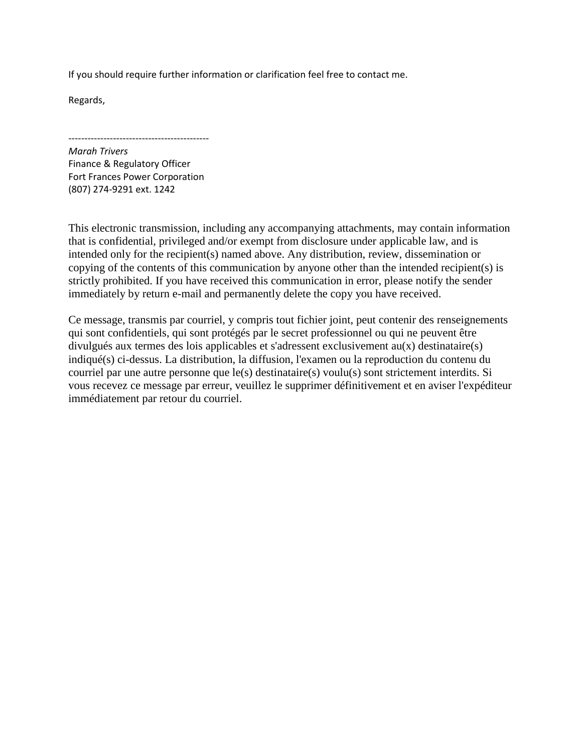If you should require further information or clarification feel free to contact me.

Regards,

--------------------------------------------

*Marah Trivers*
Finance & Regulatory Officer
Fort Frances Power Corporation
(807) 274-9291 ext. 1242

This electronic transmission, including any accompanying attachments, may contain information that is confidential, privileged and/or exempt from disclosure under applicable law, and is intended only for the recipient(s) named above. Any distribution, review, dissemination or copying of the contents of this communication by anyone other than the intended recipient(s) is strictly prohibited. If you have received this communication in error, please notify the sender immediately by return e-mail and permanently delete the copy you have received.

Ce message, transmis par courriel, y compris tout fichier joint, peut contenir des renseignements qui sont confidentiels, qui sont protégés par le secret professionnel ou qui ne peuvent être divulgués aux termes des lois applicables et s'adressent exclusivement au(x) destinataire(s) indiqué(s) ci-dessus. La distribution, la diffusion, l'examen ou la reproduction du contenu du courriel par une autre personne que le(s) destinataire(s) voulu(s) sont strictement interdits. Si vous recevez ce message par erreur, veuillez le supprimer définitivement et en aviser l'expéditeur immédiatement par retour du courriel.